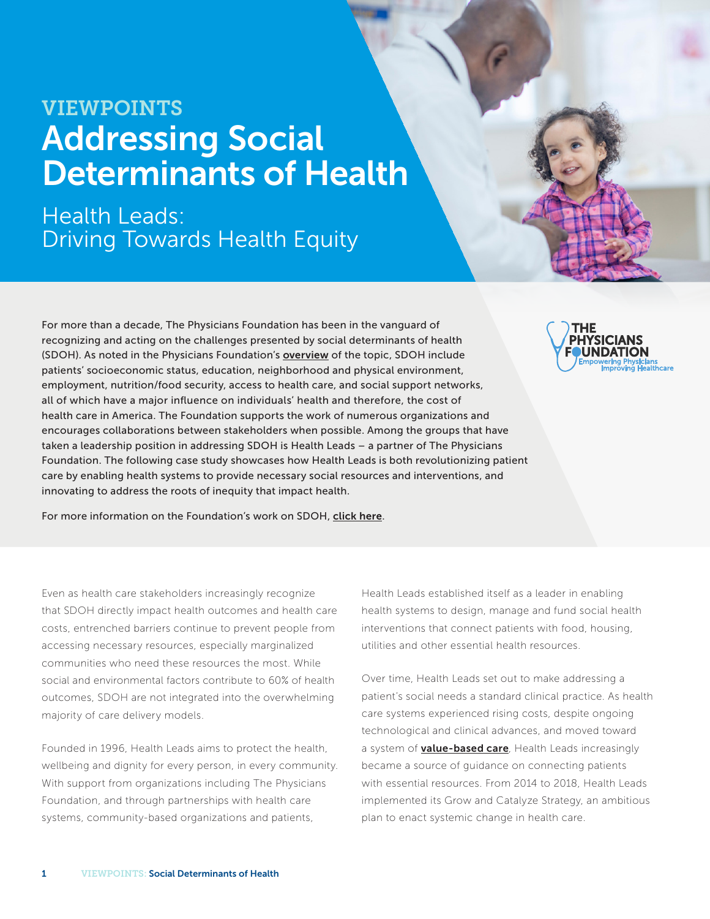VIEWPOINTS

# Addressing Social Determinants of Health

## Health Leads: Driving Towards Health Equity

For more than a decade, The Physicians Foundation has been in the vanguard of recognizing and acting on the challenges presented by social determinants of health (SDOH). As noted in the Physicians Foundation's **overview** of the topic, SDOH include patients' socioeconomic status, education, neighborhood and physical environment, employment, nutrition/food security, access to health care, and social support networks, all of which have a major influence on individuals' health and therefore, the cost of health care in America. The Foundation supports the work of numerous organizations and encourages collaborations between stakeholders when possible. Among the groups that have taken a leadership position in addressing SDOH is Health Leads – a partner of The Physicians Foundation. The following case study showcases how Health Leads is both revolutionizing patient care by enabling health systems to provide necessary social resources and interventions, and innovating to address the roots of inequity that impact health.

For more information on the Foundation's work on SDOH, **click here**.

Even as health care stakeholders increasingly recognize that SDOH directly impact health outcomes and health care costs, entrenched barriers continue to prevent people from accessing necessary resources, especially marginalized communities who need these resources the most. While social and environmental factors contribute to 60% of health outcomes, SDOH are not integrated into the overwhelming majority of care delivery models.

Founded in 1996, Health Leads aims to protect the health, wellbeing and dignity for every person, in every community. With support from organizations including The Physicians Foundation, and through partnerships with health care systems, community-based organizations and patients, Health Leads established itself as a leader in enabling health systems to design, manage and fund social health interventions that connect patients with food, housing, utilities and other essential health resources.

Over time, Health Leads set out to make addressing a patient's social needs a standard clinical practice. As health care systems experienced rising costs, despite ongoing technological and clinical advances, and moved toward a system of **value-based care**, Health Leads increasingly became a source of guidance on connecting patients with essential resources. From 2014 to 2018, Health Leads implemented its Grow and Catalyze Strategy, an ambitious plan to enact systemic change in health care.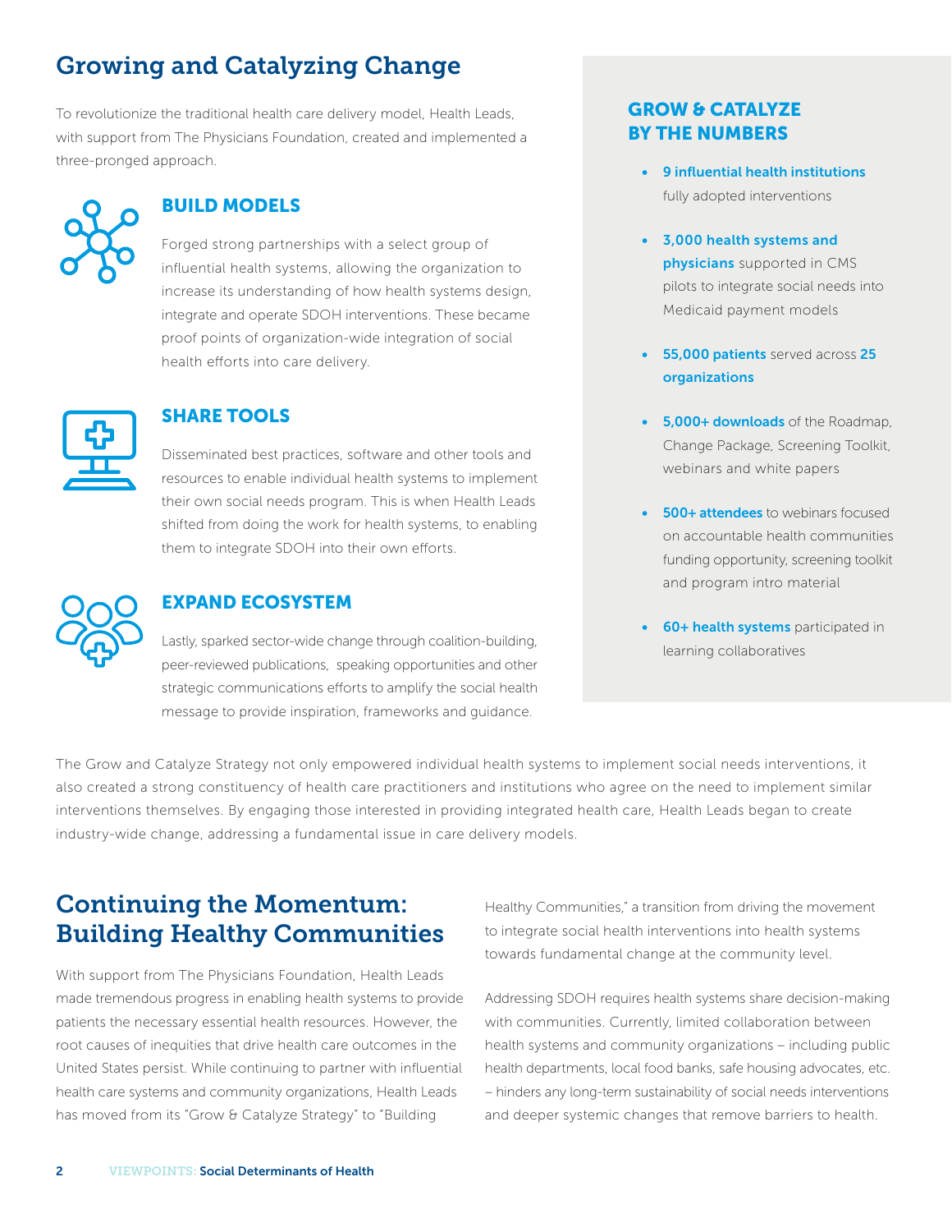## Growing and Catalyzing Change

To revolutionize the traditional health care delivery model, Health Leads, with support from The Physicians Foundation, created and implemented a three-pronged approach.

### BUILD MODELS

Forged strong partnerships with a select group of influential health systems, allowing the organization to increase its understanding of how health systems design, integrate and operate SDOH interventions. These became proof points of organization-wide integration of social health efforts into care delivery.

### SHARE TOOLS

Disseminated best practices, software and other tools and resources to enable individual health systems to implement their own social needs program. This is when Health Leads shifted from doing the work for health systems, to enabling them to integrate SDOH into their own efforts.

### EXPAND ECOSYSTEM

Lastly, sparked sector-wide change through coalition-building, peer-reviewed publications, speaking opportunities and other strategic communications efforts to amplify the social health message to provide inspiration, frameworks and guidance.

### GROW & CATALYZE BY THE NUMBERS

- **9 influential health institutions** fully adopted interventions
- **3,000 health systems and physicians** supported in CMS pilots to integrate social needs into Medicaid payment models
- **55,000 patients** served across **25 organizations**
- **5,000+ downloads** of the Roadmap, Change Package, Screening Toolkit, webinars and white papers
- **500+ attendees** to webinars focused on accountable health communities funding opportunity, screening toolkit and program intro material
- **60+ health systems** participated in learning collaboratives

The Grow and Catalyze Strategy not only empowered individual health systems to implement social needs interventions, it also created a strong constituency of health care practitioners and institutions who agree on the need to implement similar interventions themselves. By engaging those interested in providing integrated health care, Health Leads began to create industry-wide change, addressing a fundamental issue in care delivery models.

## Continuing the Momentum: Building Healthy Communities

With support from The Physicians Foundation, Health Leads made tremendous progress in enabling health systems to provide patients the necessary essential health resources. However, the root causes of inequities that drive health care outcomes in the United States persist. While continuing to partner with influential health care systems and community organizations, Health Leads has moved from its "Grow & Catalyze Strategy" to "Building Healthy Communities," a transition from driving the movement to integrate social health interventions into health systems towards fundamental change at the community level.

Addressing SDOH requires health systems share decision-making with communities. Currently, limited collaboration between health systems and community organizations – including public health departments, local food banks, safe housing advocates, etc. – hinders any long-term sustainability of social needs interventions and deeper systemic changes that remove barriers to health.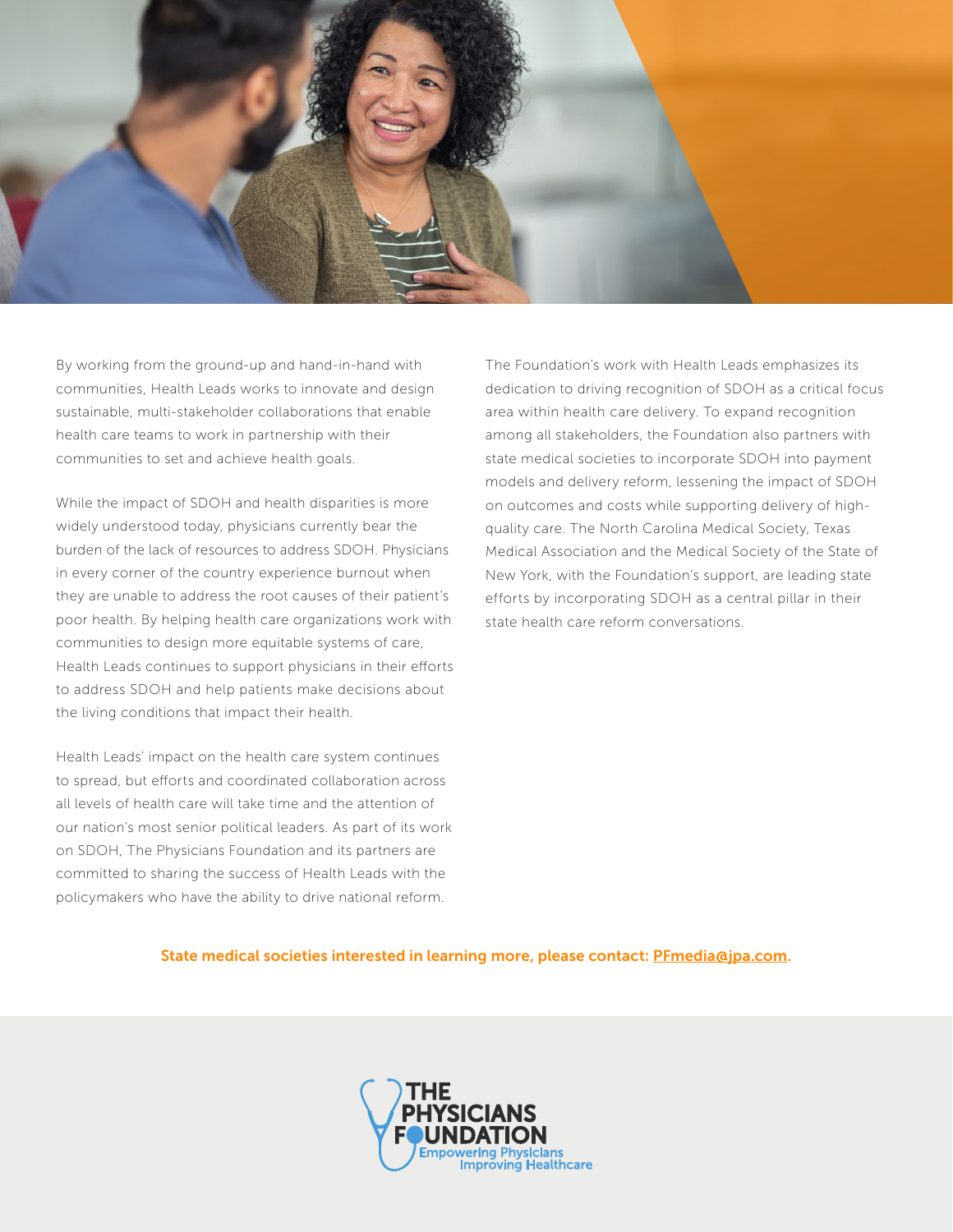By working from the ground-up and hand-in-hand with communities, Health Leads works to innovate and design sustainable, multi-stakeholder collaborations that enable health care teams to work in partnership with their communities to set and achieve health goals.

While the impact of SDOH and health disparities is more widely understood today, physicians currently bear the burden of the lack of resources to address SDOH. Physicians in every corner of the country experience burnout when they are unable to address the root causes of their patient's poor health. By helping health care organizations work with communities to design more equitable systems of care, Health Leads continues to support physicians in their efforts to address SDOH and help patients make decisions about the living conditions that impact their health.

Health Leads' impact on the health care system continues to spread, but efforts and coordinated collaboration across all levels of health care will take time and the attention of our nation's most senior political leaders. As part of its work on SDOH, The Physicians Foundation and its partners are committed to sharing the success of Health Leads with the policymakers who have the ability to drive national reform.

The Foundation's work with Health Leads emphasizes its dedication to driving recognition of SDOH as a critical focus area within health care delivery. To expand recognition among all stakeholders, the Foundation also partners with state medical societies to incorporate SDOH into payment models and delivery reform, lessening the impact of SDOH on outcomes and costs while supporting delivery of high-quality care. The North Carolina Medical Society, Texas Medical Association and the Medical Society of the State of New York, with the Foundation's support, are leading state efforts by incorporating SDOH as a central pillar in their state health care reform conversations.

**State medical societies interested in learning more, please contact: PFmedia@jpa.com.**

THE PHYSICIANS FOUNDATION
Empowering Physicians
Improving Healthcare